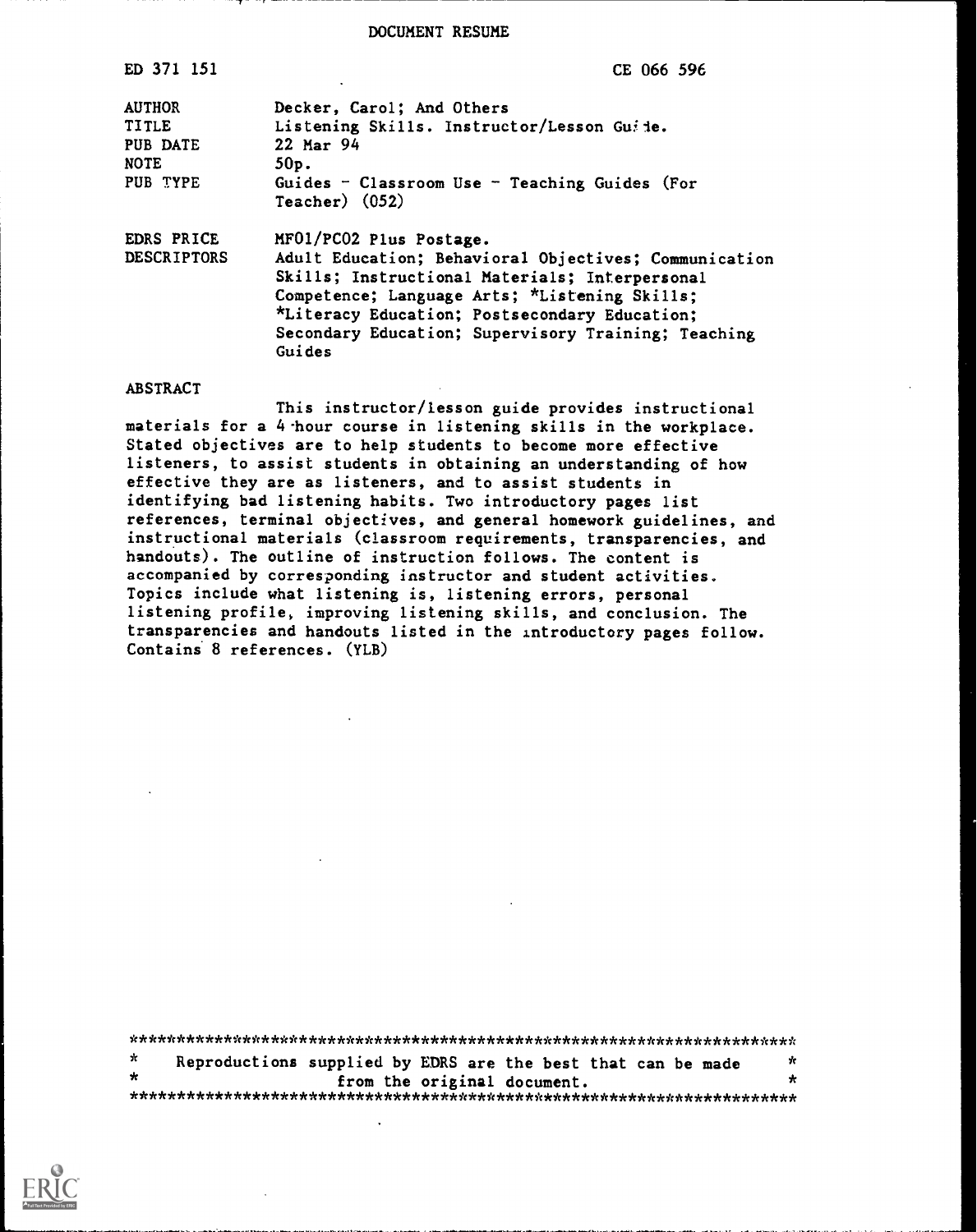# DOCUMENT RESUME

| | | |
|---|---|---|
| ED 371 151 | | CE 066 596 |
| AUTHOR | Decker, Carol; And Others | |
| TITLE | Listening Skills. Instructor/Lesson Guide. | |
| PUB DATE | 22 Mar 94 | |
| NOTE | 50p. | |
| PUB TYPE | Guides - Classroom Use - Teaching Guides (For Teacher) (052) | |
| EDRS PRICE | MF01/PC02 Plus Postage. | |
| DESCRIPTORS | Adult Education; Behavioral Objectives; Communication Skills; Instructional Materials; Interpersonal Competence; Language Arts; *Listening Skills; *Literacy Education; Postsecondary Education; Secondary Education; Supervisory Training; Teaching Guides | |

## ABSTRACT

This instructor/lesson guide provides instructional materials for a 4-hour course in listening skills in the workplace. Stated objectives are to help students to become more effective listeners, to assist students in obtaining an understanding of how effective they are as listeners, and to assist students in identifying bad listening habits. Two introductory pages list references, terminal objectives, and general homework guidelines, and instructional materials (classroom requirements, transparencies, and handouts). The outline of instruction follows. The content is accompanied by corresponding instructor and student activities. Topics include what listening is, listening errors, personal listening profile, improving listening skills, and conclusion. The transparencies and handouts listed in the introductory pages follow. Contains 8 references. (YLB)

***********************************************************************
* Reproductions supplied by EDRS are the best that can be made *
* from the original document. *
***********************************************************************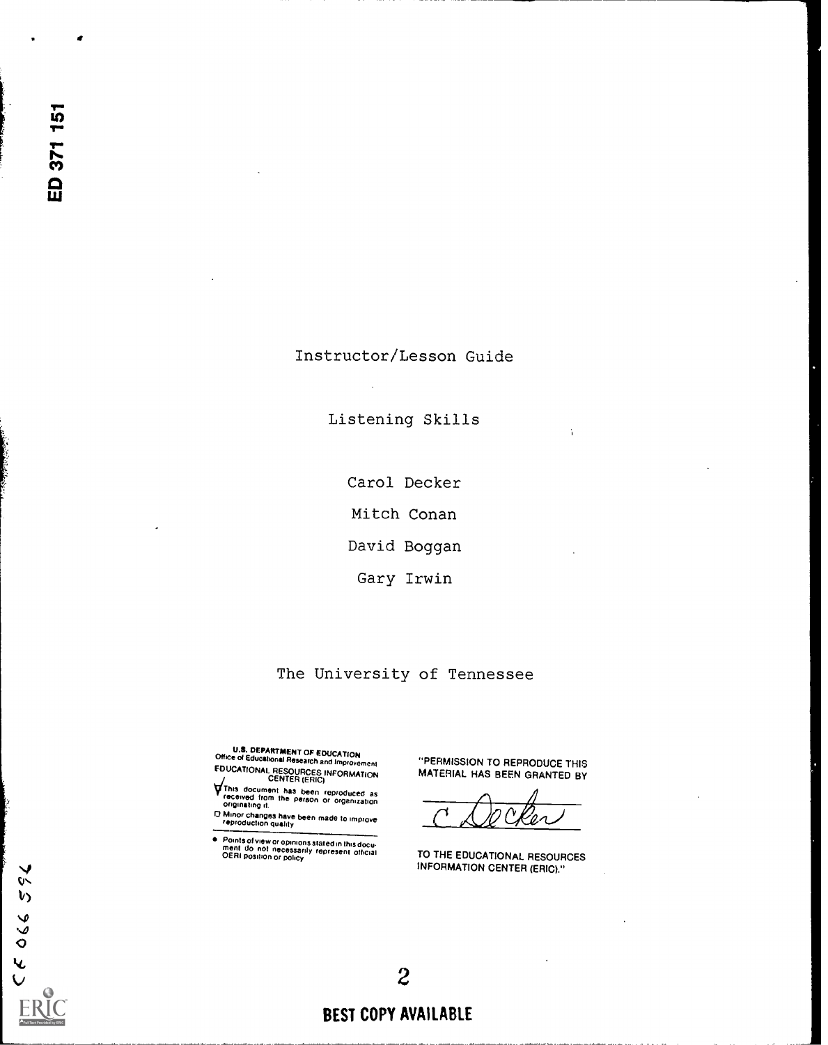ED 371 151

Instructor/Lesson Guide

Listening Skills

Carol Decker

Mitch Conan

David Boggan

Gary Irwin

The University of Tennessee

U.S. DEPARTMENT OF EDUCATION
Office of Educational Research and Improvement
EDUCATIONAL RESOURCES INFORMATION CENTER (ERIC)

This document has been reproduced as received from the person or organization originating it.

Minor changes have been made to improve reproduction quality

Points of view or opinions stated in this document do not necessarily represent official OERI position or policy

"PERMISSION TO REPRODUCE THIS MATERIAL HAS BEEN GRANTED BY

C. Decker

TO THE EDUCATIONAL RESOURCES INFORMATION CENTER (ERIC)."

CE 066 596

BEST COPY AVAILABLE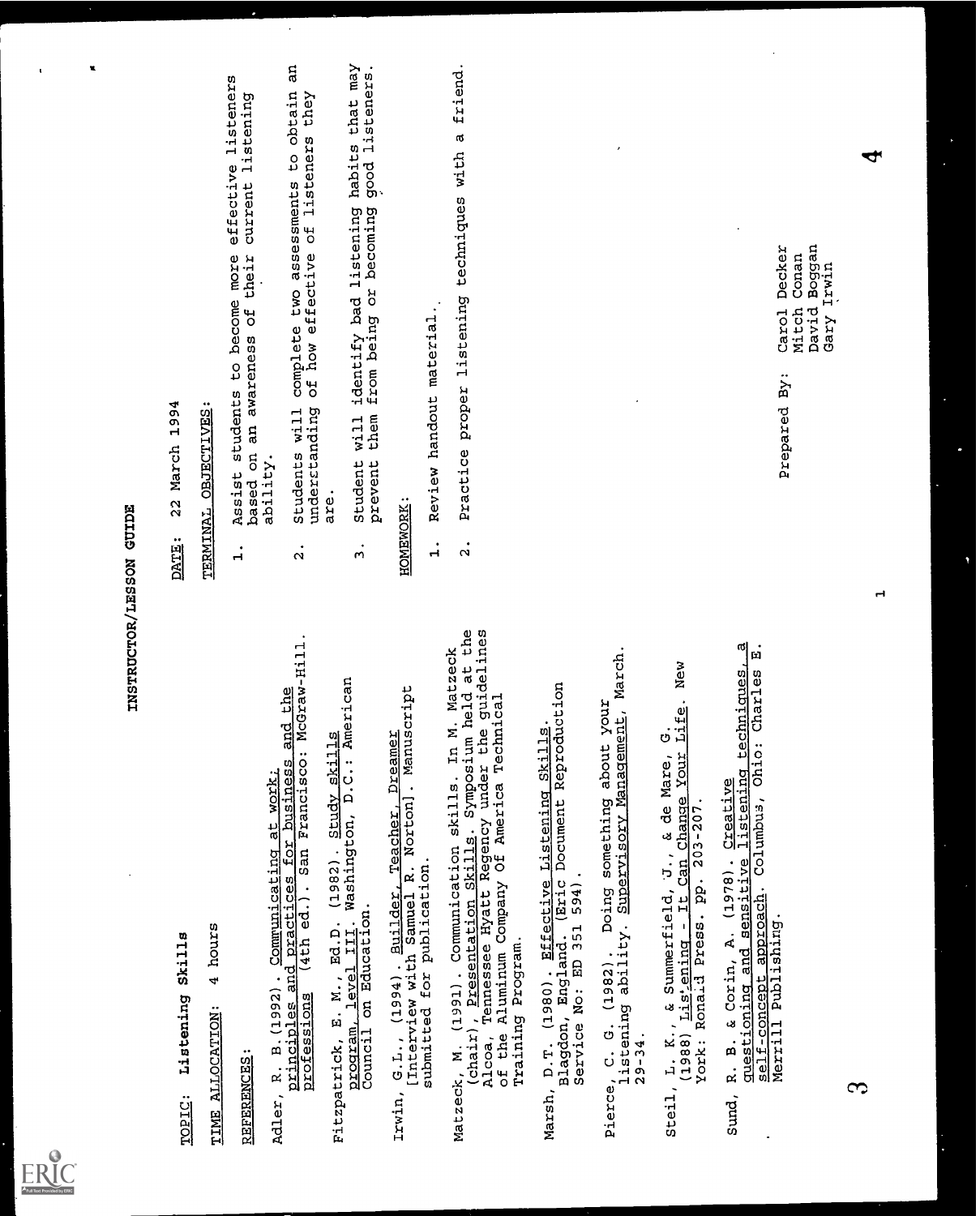# INSTRUCTOR/LESSON GUIDE

**TOPIC:** Listening Skills

**TIME ALLOCATION:** 4 hours

**REFERENCES:**

Adler, R. B.(1992). Communicating at work: principles and practices for business and the professions (4th ed.). San Francisco: McGraw-Hill.

Fitzpatrick, E. M., Ed.D. (1982). Study skills program, level III. Washington, D.C.: American Council on Education.

Irwin, G.L., (1994). Builder, Teacher, Dreamer [Interview with Samuel R. Norton]. Manuscript submitted for publication.

Matzeck, M. (1991). Communication skills. In M. Matzeck (chair), Presentation Skills. Symposium held at the Alcoa, Tennessee Hyatt Regency under the guidelines of the Aluminum Company Of America Technical Training Program.

Marsh, D.T. (1980). Effective Listening Skills. Blagdon, England. (Eric Document Reproduction Service No: ED 351 594).

Pierce, C. G. (1982). Doing something about your listening ability. Supervisory Management, March. 29-34.

Steil, L. K., & Summerfield, J., & de Mare, G. (1988) Listening - It Can Change Your Life. New York: Ronald Press. pp. 203-207.

Sund, R. B. & Corin, A. (1978). Creative questioning and sensitive listening techniques, a self-concept approach. Columbus, Ohio: Charles E. Merrill Publishing.

**DATE:** 22 March 1994

**TERMINAL OBJECTIVES:**

1. Assist students to become more effective listeners based on an awareness of their current listening ability.
2. Students will complete two assessments to obtain an understanding of how effective of listeners they are.
3. Student will identify bad listening habits that may prevent them from being or becoming good listeners.

**HOMEWORK:**

1. Review handout material.
2. Practice proper listening techniques with a friend.

Prepared By: Carol Decker
Mitch Conan
David Boggan
Gary Irwin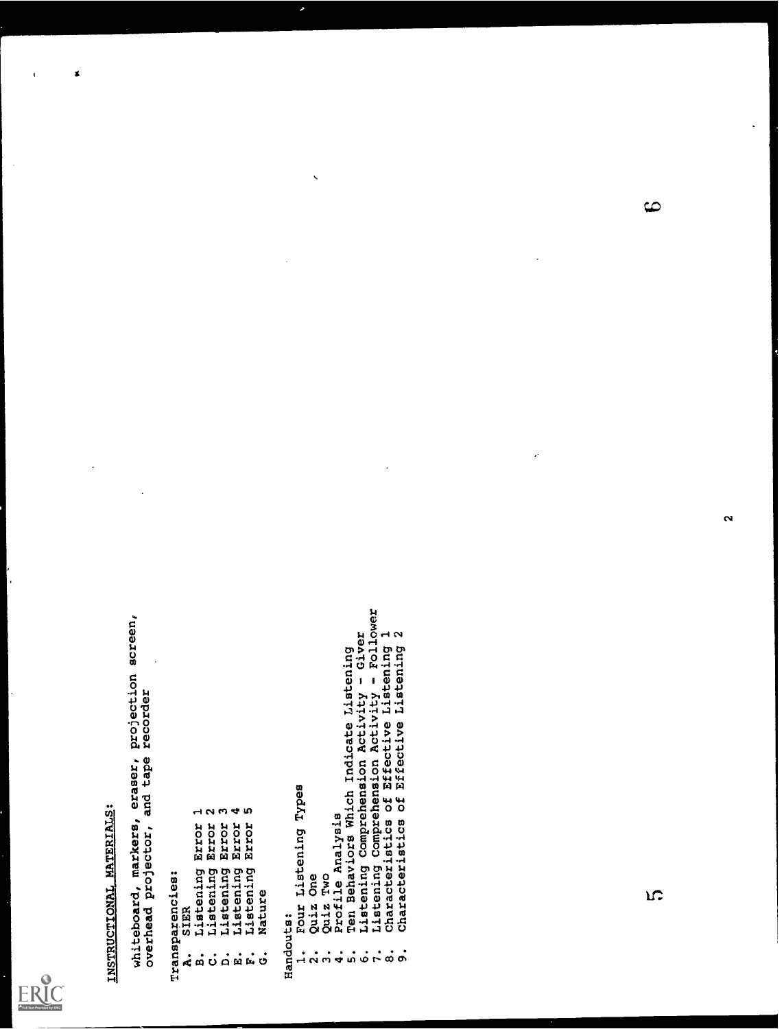## INSTRUCTIONAL MATERIALS:

whiteboard, markers, eraser, projection screen, overhead projector, and tape recorder

Transparencies:

A. SIER
B. Listening Error 1
C. Listening Error 2
D. Listening Error 3
E. Listening Error 4
F. Listening Error 5
G. Nature

Handouts:

1. Four Listening Types
2. Quiz One
3. Quiz Two
4. Profile Analysis
5. Ten Behaviors Which Indicate Listening
6. Listening Comprehension Activity - Giver
7. Listening Comprehension Activity - Follower
8. Characteristics of Effective Listening 1
9. Characteristics of Effective Listening 2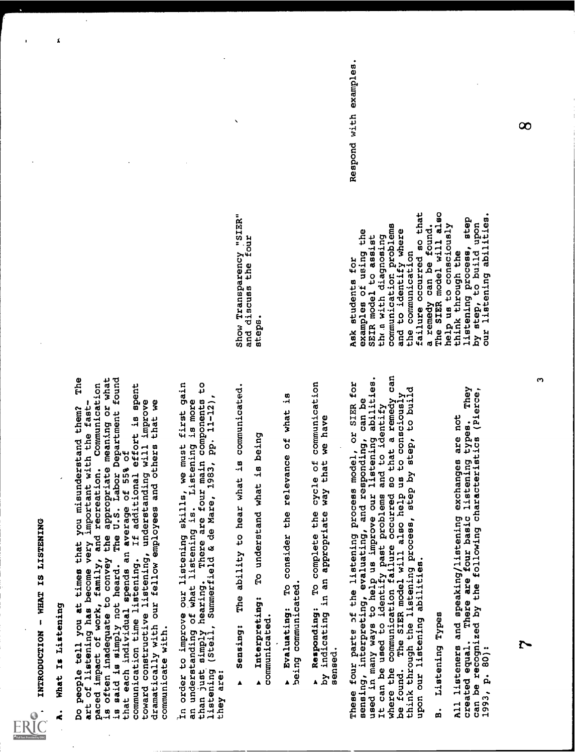# INTRODUCTION - WHAT IS LISTENING

## A. What Is Listening

Do people tell you at times that you misunderstand them? The art of listening has become very important with the fast-paced impact of work, family, and recreation. Communication is often inadequate to convey the appropriate meaning or what is said is simply not heard. The U.S. Labor Department found that each individual spends an average of 55% of communication time listening. If additional effort is spent toward constructive listening, understanding will improve dramatically with our fellow employees and others that we communicate with.

In order to improve our listening skills, we must first gain an understanding of what listening is. Listening is more than just simply hearing. There are four main components to listening (Steil, Summerfield & de Mare, 1983, pp. 11-12), they are:

Show Transparency "SIER" and discuss the four steps.

- **Sensing:** The ability to hear what is communicated.
- **Interpreting:** To understand what is being communicated.
- **Evaluating:** To consider the relevance of what is being communicated.
- **Responding:** To complete the cycle of communication by indicating in an appropriate way that we have sensed.

These four parts of the listening process model, or SIER for sensing, interpreting, evaluating, and responding, can be used in many ways to help us improve our listening abilities. It can be used to identify past problems and to identify where the communication failure occurred so that a remedy can be found. The SIER model will also help us to consciously think through the listening process, step by step, to build upon our listening abilities.

Ask students for examples of using the SEIR model to assist them with diagnosing communication problems and to identify where the communication failure occurred so that a remedy can be found. The SIER model will also help us to consciously think through the listening process, step by step, to build upon our listening abilities.

Respond with examples.

## B. Listening Types

All listeners and speaking/listening exchanges are not created equal. There are four basic listening types. They can be recognized by the following characteristics (Pierce, 1993, p. 80):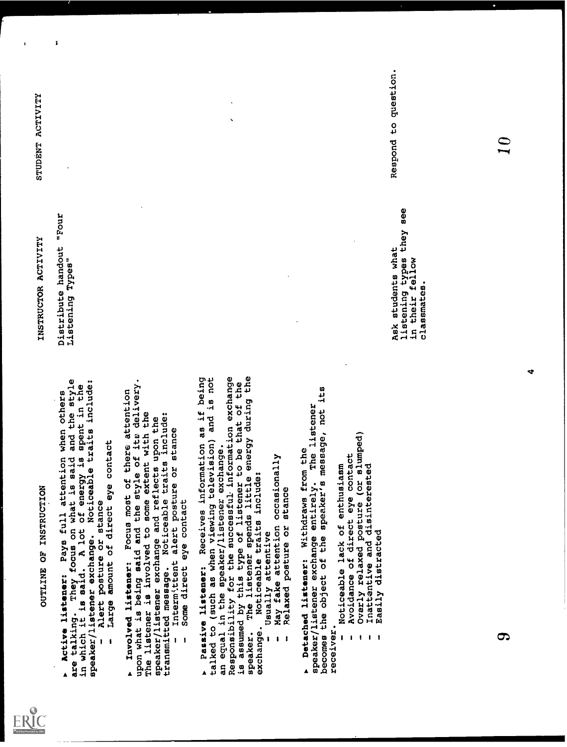| OUTLINE OF INSTRUCTION | INSTRUCTOR ACTIVITY | STUDENT ACTIVITY |
|---|---|---|
| ▲ **Active listener:** Pays full attention when others are talking. They focus on what is said and the style in which it is said. A lot of energy is spent in the speaker/listener exchange. Noticeable traits include:<br>- Alert posture or stance<br>- Large amount of direct eye contact | Distribute handout "Four Listening Types" | |
| ▲ **Involved listener:** Focus most of there attention upon what is being said and the style of its delivery. The listener is involved to some extent with the speaker/listener exchange and reflects upon the transmitted message. Noticeable traits include:<br>- Intermittent alert posture or stance<br>- Some direct eye contact | | |
| ▲ **Passive listener:** Receives information as if being talked to (such as when viewing television) and is not an equal in the speaker/listener exchange. Responsibility for the successful information exchange is assumed by this type of listener to be that of the speaker. The listener spends little energy during the exchange. Noticeable traits include:<br>- Usually attentive<br>- May fake attention occasionally<br>- Relaxed posture or stance | | |
| ▲ **Detached listener:** Withdraws from the speaker/listener exchange entirely. The listener becomes the object of the speaker's message, not its receiver.<br>- Noticeable lack of enthusiasm<br>- Avoidance of direct eye contact<br>- Overly relaxed posture (or slumped)<br>- Inattentive and disinterested<br>- Easily distracted | Ask students what listening types they see in their fellow classmates. | Respond to question. |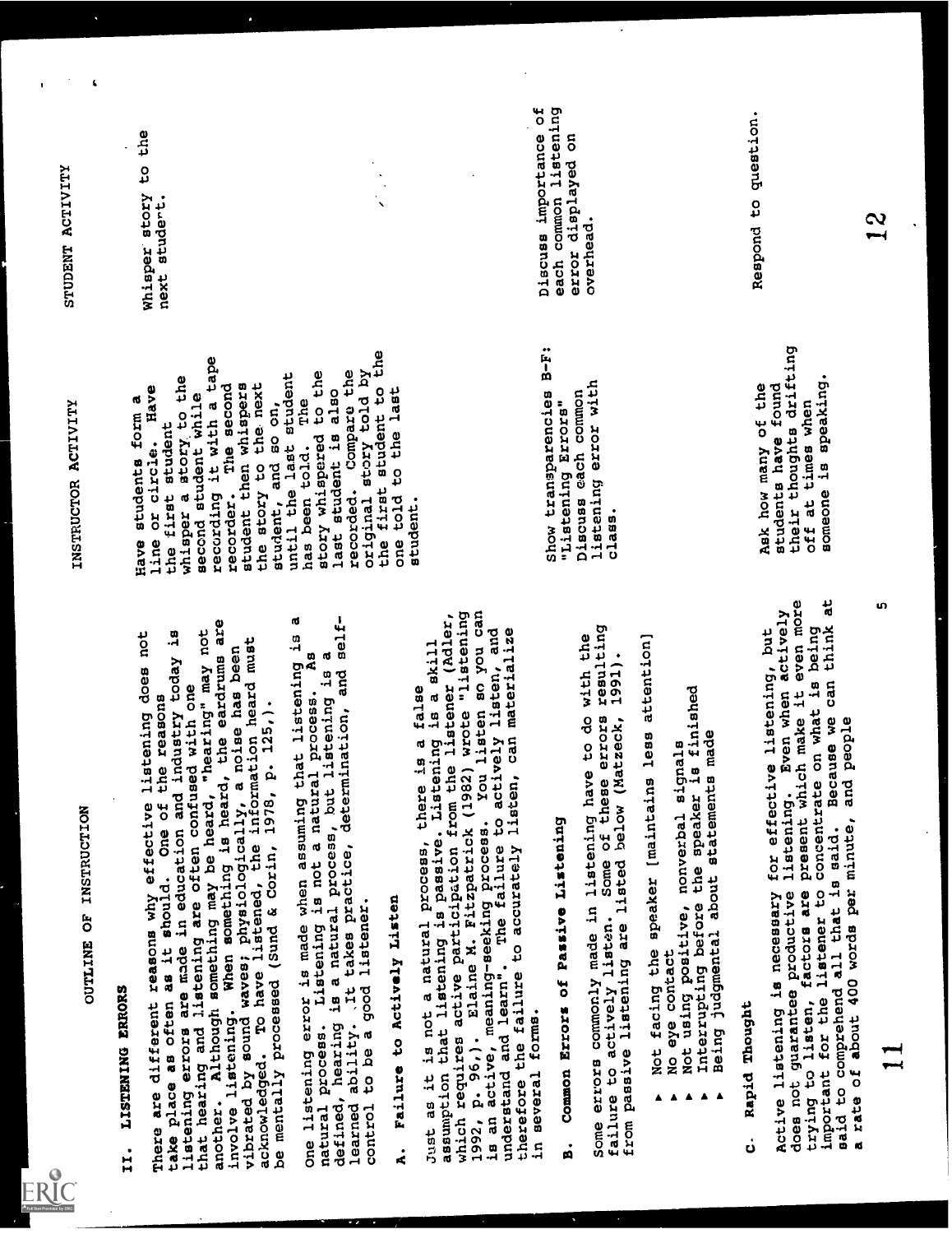| OUTLINE OF INSTRUCTION | INSTRUCTOR ACTIVITY | STUDENT ACTIVITY |
|---|---|---|
| **II. LISTENING ERRORS**<br><br>There are different reasons why effective listening does not take place as often as it should. One of the reasons listening errors are made in education and industry today is that hearing and listening are often confused with one another. Although something may be heard, "hearing" may not involve listening. When something is heard, the eardrums are vibrated by sound waves; physiologically, a noise has been acknowledged. To have listened, the information heard must be mentally processed (Sund & Corin, 1978, p. 125,).<br><br>One listening error is made when assuming that listening is a natural process. Listening is not a natural process. As defined, hearing is a natural process, but listening is a learned ability. It takes practice, determination, and self-control to be a good listener. | Have students form a line or circle. Have the first student whisper a story to the second student while recording it with a tape recorder. The second student then whispers the story to the next student, and so on, until the last student has been told. The story whispered to the last student is also recorded. Compare the original story told by the first student to the one told to the last student. | Whisper story to the next student. |
| **A. Failure to Actively Listen**<br><br>Just as it is not a natural process, there is a false assumption that listening is passive. Listening is a skill which requires active participation from the listener (Adler, 1992, p. 96,). Elaine M. Fitzpatrick (1982) wrote "listening is an active, meaning-seeking process. You listen so you can understand and learn". The failure to actively listen, and therefore the failure to accurately listen, can materialize in several forms. | | |
| **B. Common Errors of Passive Listening**<br><br>Some errors commonly made in listening have to do with the failure to actively listen. Some of these errors resulting from passive listening are listed below (Matzeck, 1991).<br><br>▲ Not facing the speaker [maintains less attention]<br>▲ No eye contact<br>▲ Not using positive, nonverbal signals<br>▲ Interrupting before the speaker is finished<br>▲ Being judgmental about statements made | Show transparencies B-F: "Listening Errors" Discuss each common listening error with class. | Discuss importance of each common listening error displayed on overhead. |
| **C. Rapid Thought**<br><br>Active listening is necessary for effective listening, but does not guarantee productive listening. Even when actively trying to listen, factors are present which make it even more important for the listener to concentrate on what is being said to comprehend all that is said. Because we can think at a rate of about 400 words per minute, and people | Ask how many of the students have found their thoughts drifting off at times when someone is speaking. | Respond to question. |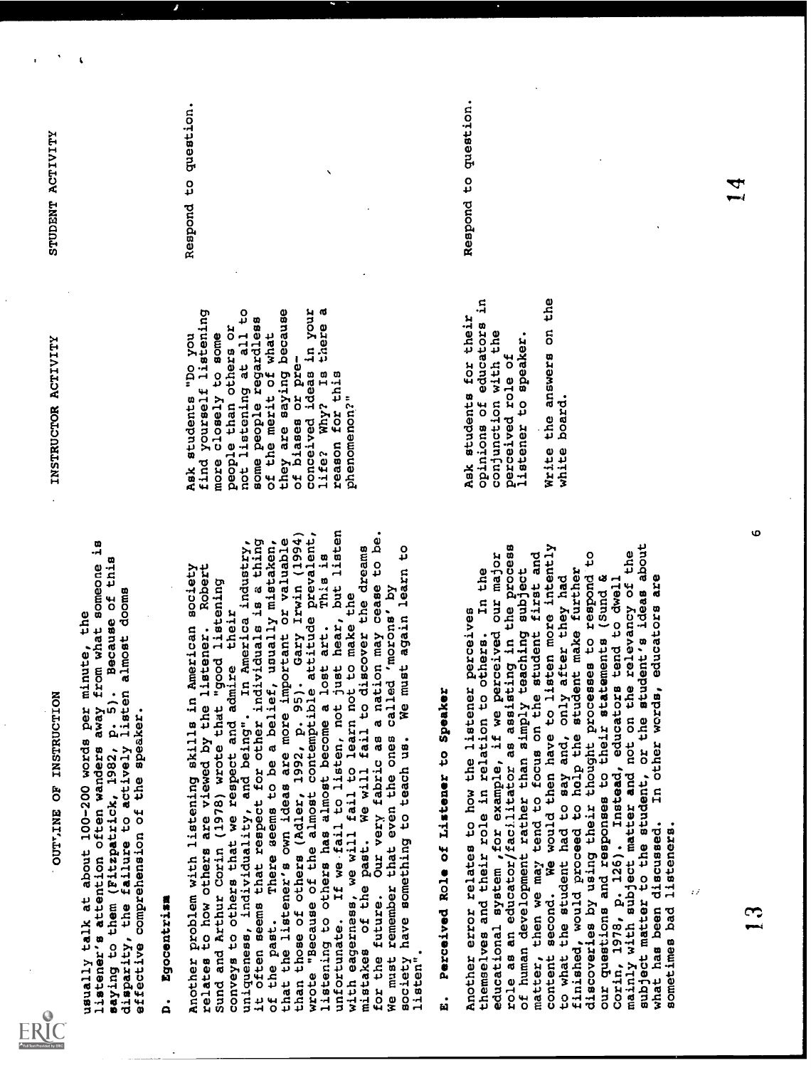| OUTLINE OF INSTRUCTION | INSTRUCTOR ACTIVITY | STUDENT ACTIVITY |
| --- | --- | --- |
| usually talk at about 100-200 words per minute, the listener's attention often wanders away from what someone is saying to them (Fitzpatrick, 1982, p. 5). Because of this disparity, the failure to actively listen almost dooms effective comprehension of the speaker. | | |
| **D. Egocentrism**<br><br>Another problem with listening skills in American society relates to how others are viewed by the listener. Robert Sund and Arthur Corin (1978) wrote that "good listening conveys to others that we respect and admire their uniqueness, individuality, and being". In America industry, it often seems that respect for other individuals is a thing of the past. There seems to be a belief, usually mistaken, that the listener's own ideas are more important or valuable than those of others (Adler, 1992, p. 95). Gary Irwin (1994) wrote "Because of the almost contemptible attitude prevalent, listening to others has almost become a lost art. This is unfortunate. If we fail to listen, not just hear, but listen with eagerness, we will fail to learn not to make the mistakes of the past. We will fail to discover the dreams for the future. Our very fabric as a nation may cease to be. We must remember that even the ones called 'morons' by society have something to teach us. We must again learn to listen". | Ask students "Do you find yourself listening more closely to some people than others or not listening at all to some people regardless of the merit of what they are saying because of biases or pre-conceived ideas in your life? Why? Is there a reason for this phenomenon?" | Respond to question. |
| **E. Perceived Role of Listener to Speaker**<br><br>Another error relates to how the listener perceives themselves and their role in relation to others. In the educational system, for example, if we perceived our major role as an educator/facilitator as assisting in the process of human development rather than simply teaching subject matter, then we may tend to focus on the student first and content second. We would then have to listen more intently to what the student had to say and, only after they had finished, would proceed to help the student make further discoveries by using their thought processes to respond to our questions and responses to their statements (Sund & Corin, 1978, p. 126). Instead, educators tend to dwell mainly with subject matter and not on the relevancy of the subject matter to the student, or the student's ideas about what has been discussed. In other words, educators are sometimes bad listeners. | Ask students for their opinions of educators in conjunction with the perceived role of listener to speaker.<br><br>Write the answers on the white board. | Respond to question. |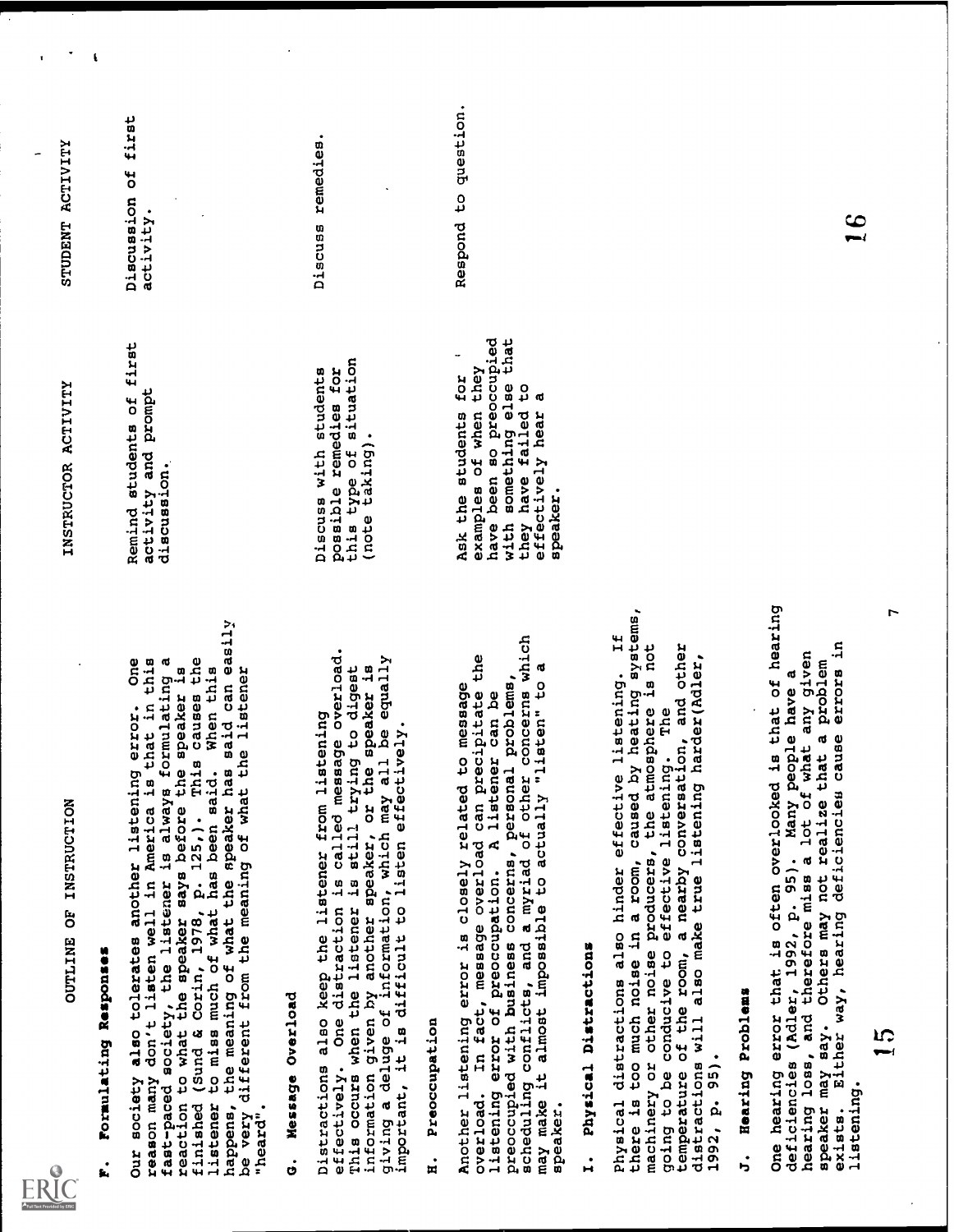| OUTLINE OF INSTRUCTION | INSTRUCTOR ACTIVITY | STUDENT ACTIVITY |
|---|---|---|
| **F. Formulating Responses**<br><br>Our society also tolerates another listening error. One reason many don't listen well in America is that in this fast-paced society, the listener is always formulating a reaction to what the speaker says before the speaker is finished (Sund & Corin, 1978, p. 125,). This causes the listener to miss much of what has been said. When this happens, the meaning of what the speaker has said can easily be very different from the meaning of what the listener "heard". | Remind students of first activity and prompt discussion. | Discussion of first activity. |
| **G. Message Overload**<br><br>Distractions also keep the listener from listening effectively. One distraction is called message overload. This occurs when the listener is still trying to digest information given by another speaker, or the speaker is giving a deluge of information, which may all be equally important, it is difficult to listen effectively. | Discuss with students possible remedies for this type of situation (note taking). | Discuss remedies. |
| **H. Preoccupation**<br><br>Another listening error is closely related to message overload. In fact, message overload can precipitate the listening error of preoccupation. A listener can be preoccupied with business concerns, personal problems, scheduling conflicts, and a myriad of other concerns which may make it almost impossible to actually "listen" to a speaker. | Ask the students for examples of when they have been so preoccupied with something else that they have failed to effectively hear a speaker. | Respond to question. |
| **I. Physical Distractions**<br><br>Physical distractions also hinder effective listening. If there is too much noise in a room, caused by heating systems, machinery or other noise producers, the atmosphere is not going to be conducive to effective listening. The temperature of the room, a nearby conversation, and other distractions will also make true listening harder(Adler, 1992, p. 95). | | |
| **J. Hearing Problems**<br><br>One hearing error that is often overlooked is that of hearing deficiencies (Adler, 1992, p. 95). Many people have a hearing loss, and therefore miss a lot of what any given speaker may say. Others may not realize that a problem exists. Either way, hearing deficiencies cause errors in listening. | | |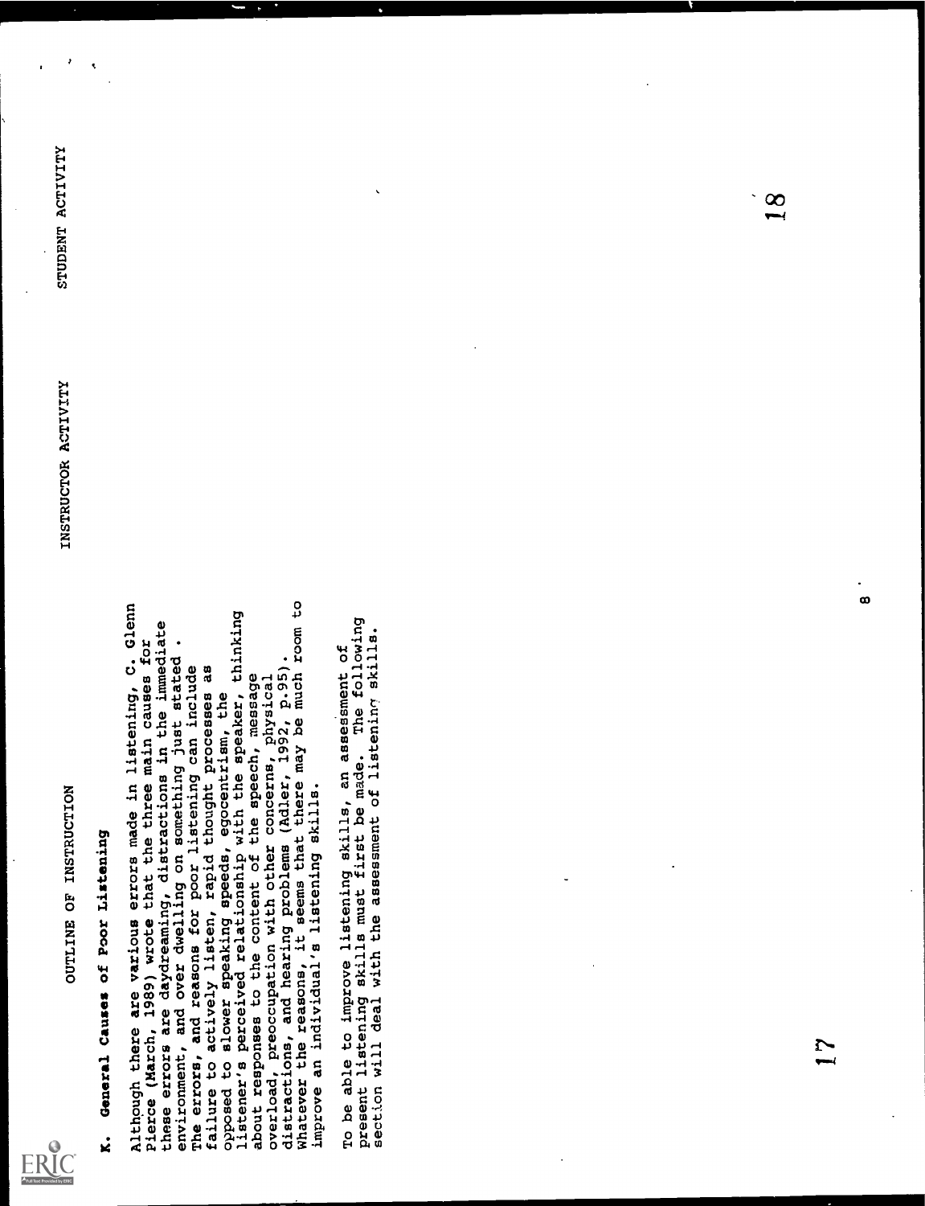OUTLINE OF INSTRUCTION | INSTRUCTOR ACTIVITY | STUDENT ACTIVITY

**K. General Causes of Poor Listening**

Although there are various errors made in listening, C. Glenn Pierce (March, 1989) wrote that the three main causes for these errors are daydreaming, distractions in the immediate environment, and over dwelling on something just stated. The errors, and reasons for poor listening can include failure to actively listen, rapid thought processes as opposed to slower speaking speeds, egocentrism, the listener's perceived relationship with the speaker, thinking about responses to the content of the speech, message overload, preoccupation with other concerns, physical distractions, and hearing problems (Adler, 1992, p.95). Whatever the reasons, it seems that there may be much room to improve an individual's listening skills.

To be able to improve listening skills, an assessment of present listening skills must first be made. The following section will deal with the assessment of listening skills.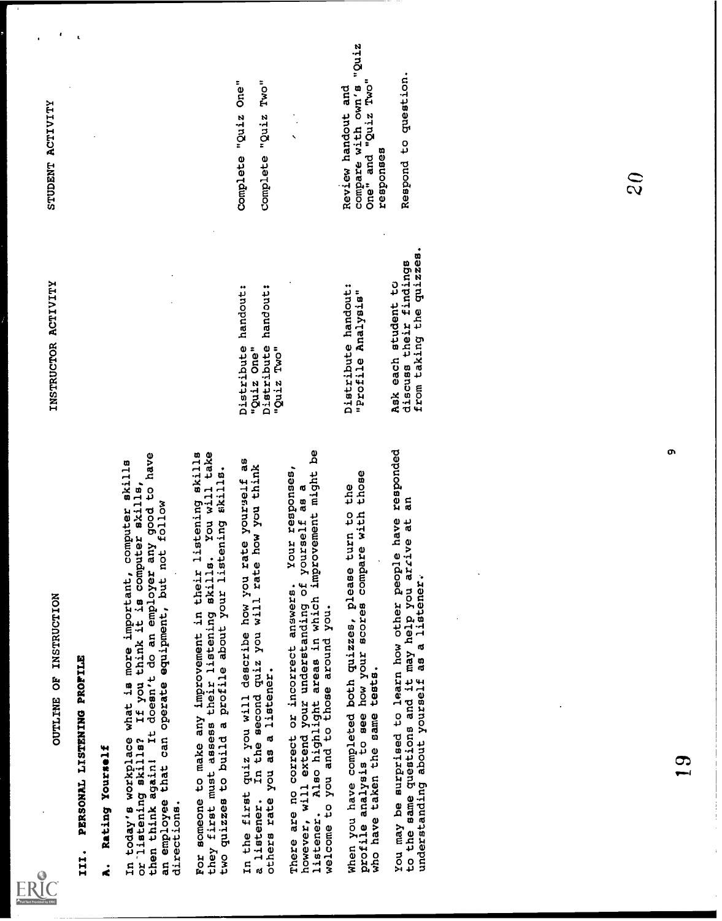| OUTLINE OF INSTRUCTION | INSTRUCTOR ACTIVITY | STUDENT ACTIVITY |
|---|---|---|
| **III. PERSONAL LISTENING PROFILE** | | |
| **A. Rating Yourself** | | |
| In today's workplace what is more important, computer skills or listening skills? If you think it is computer skills, then think again! It doesn't do an employer any good to have an employee that can operate equipment, but not follow directions. | | |
| For someone to make any improvement in their listening skills they first must assess their listening skills. You will take two quizzes to build a profile about your listening skills. | | |
| In the first quiz you will describe how you rate yourself as a listener. In the second quiz you will rate how you think others rate you as a listener. | Distribute handout: "Quiz One"<br>Distribute handout: "Quiz Two" | Complete "Quiz One"<br>Complete "Quiz Two" |
| There are no correct or incorrect answers. Your responses, however, will extend your understanding of yourself as a listener. Also highlight areas in which improvement might be welcome to you and to those around you. | | |
| When you have completed both quizzes, please turn to the profile analysis to see how your scores compare with those who have taken the same tests. | Distribute handout: "Profile Analysis" | Review handout and compare with own's "Quiz One" and "Quiz Two" responses |
| You may be surprised to learn how other people have responded to the same questions and it may help you arrive at an understanding about yourself as a listener. | Ask each student to discuss their findings from taking the quizzes. | Respond to question. |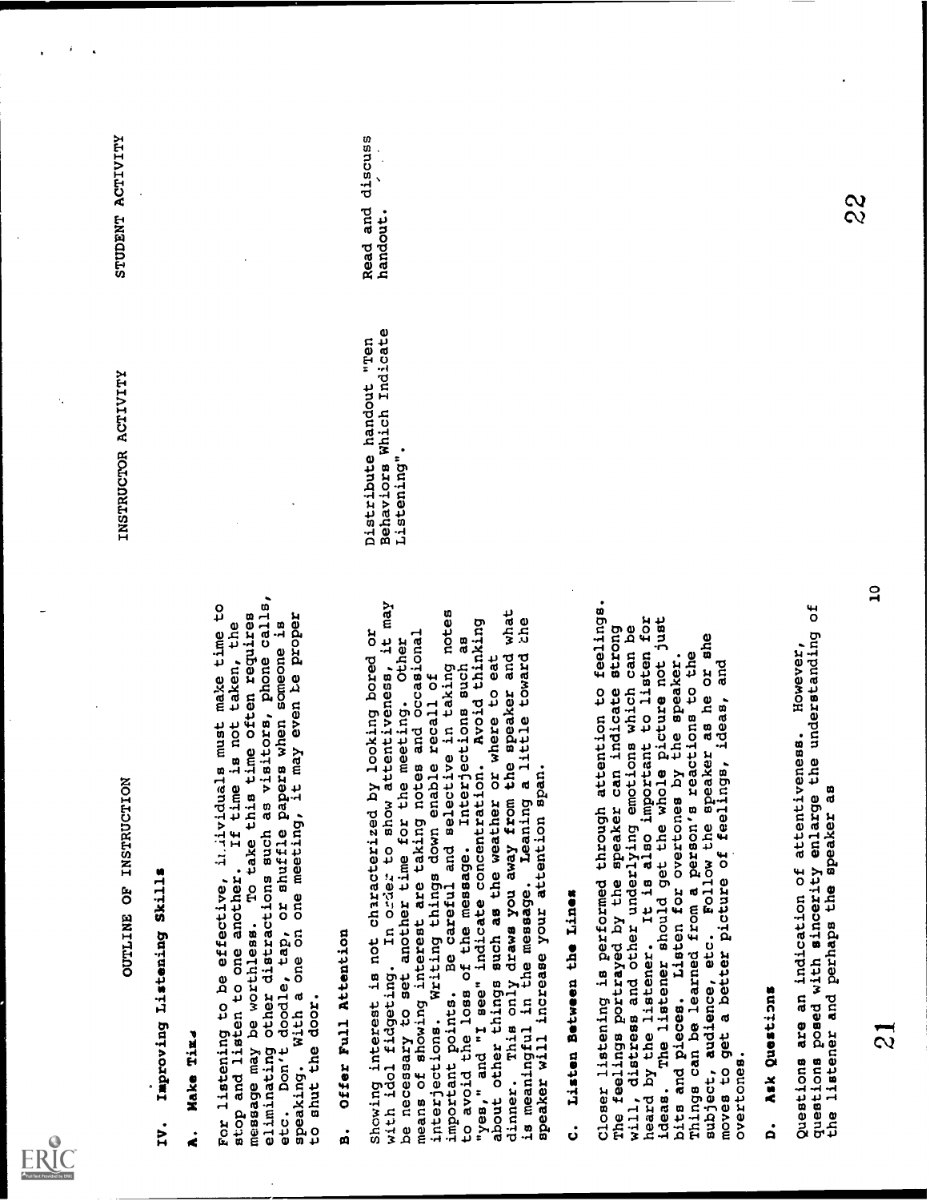| OUTLINE OF INSTRUCTION | INSTRUCTOR ACTIVITY | STUDENT ACTIVITY |
|---|---|---|
| **IV. Improving Listening Skills** | | |
| **A. Make Time** | | |
| For listening to be effective, individuals must make time to stop and listen to one another. If time is not taken, the message may be worthless. To take this time often requires eliminating other distractions such as visitors, phone calls, etc. Don't doodle, tap, or shuffle papers when someone is speaking. With a one on one meeting, it may even be proper to shut the door. | | |
| **B. Offer Full Attention** | | |
| Showing interest is not characterized by looking bored or with idol fidgeting. In order to show attentiveness, it may be necessary to set another time for the meeting. Other means of showing interest are taking notes and occasional interjections. Writing things down enable recall of important points. Be careful and selective in taking notes to avoid the loss of the message. Interjections such as "yes," and "I see" indicate concentration. Avoid thinking about other things such as the weather or where to eat dinner. This only draws you away from the speaker and what is meaningful in the message. Leaning a little toward the speaker will increase your attention span. | Distribute handout "Ten Behaviors Which Indicate Listening". | Read and discuss handout. |
| **C. Listen Between the Lines** | | |
| Closer listening is performed through attention to feelings. The feelings portrayed by the speaker can indicate strong will, distress and other underlying emotions which can be heard by the listener. It is also important to listen for ideas. The listener should get the whole picture not just bits and pieces. Listen for overtones by the speaker. Things can be learned from a person's reactions to the subject, audience, etc. Follow the speaker as he or she moves to get a better picture of feelings, ideas, and overtones. | | |
| **D. Ask Questions** | | |
| Questions are an indication of attentiveness. However, questions posed with sincerity enlarge the understanding of the listener and perhaps the speaker as | | |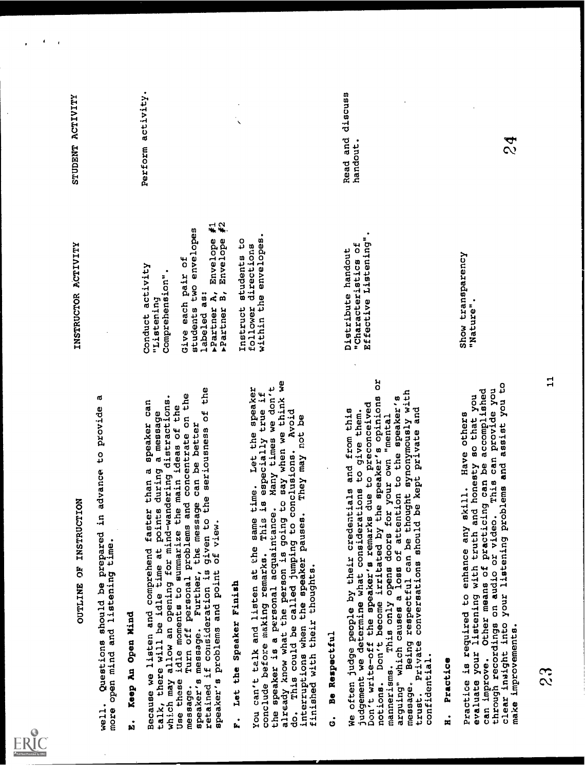| OUTLINE OF INSTRUCTION | INSTRUCTOR ACTIVITY | STUDENT ACTIVITY |
|---|---|---|
| well. Questions should be prepared in advance to provide a more open mind and listening time. | | |
| **E. Keep An Open Mind**<br><br>Because we listen and comprehend faster than a speaker can talk, there will be idle time at points during a message which may allow an opening for mind-wandering distractions. Use these idle moments to summarize the main ideas of the message. Turn off personal problems and concentrate on the speaker's message. Further, the message can be better retained if consideration is given to the seriousness of the speaker's problems and point of view. | Conduct activity "Listening Comprehension".<br><br>Give each pair of students two envelopes labeled as:<br>▸Partner A, Envelope #1<br>▸Partner B, Envelope #2<br><br>Instruct students to follower directions within the envelopes. | Perform activity. |
| **F. Let the Speaker Finish**<br><br>You can't talk and listen at the same time. Let the speaker conclude before making remarks. This is especially true if the speaker is a personal acquaintance. Many times we don't already know what the person is going to say when we think we do. This could be called jumping to conclusions. Avoid interruptions when the speaker pauses. They may not be finished with their thoughts. | | |
| **G. Be Respectful**<br><br>We often judge people by their credentials and from this judgement we determine what considerations to give them. Don't write-off the speaker's remarks due to preconceived notions. Don't become irritated by the speaker's opinions or mannerisms. This only opens doors for your own "mental arguing" which causes a loss of attention to the speaker's message. Being respectful can be thought synonymously with trust. Private conversations should be kept private and confidential. | Distribute handout "Characteristics of Effective Listening". | Read and discuss handout. |
| **H. Practice**<br><br>Practice is required to enhance any skill. Have others evaluate your listening with truth and honesty so that you can improve. Other means of practicing can be accomplished through recordings on audio or video. This can provide you clear insight into your listening problems and assist you to make improvements. | Show transparency "Nature". | |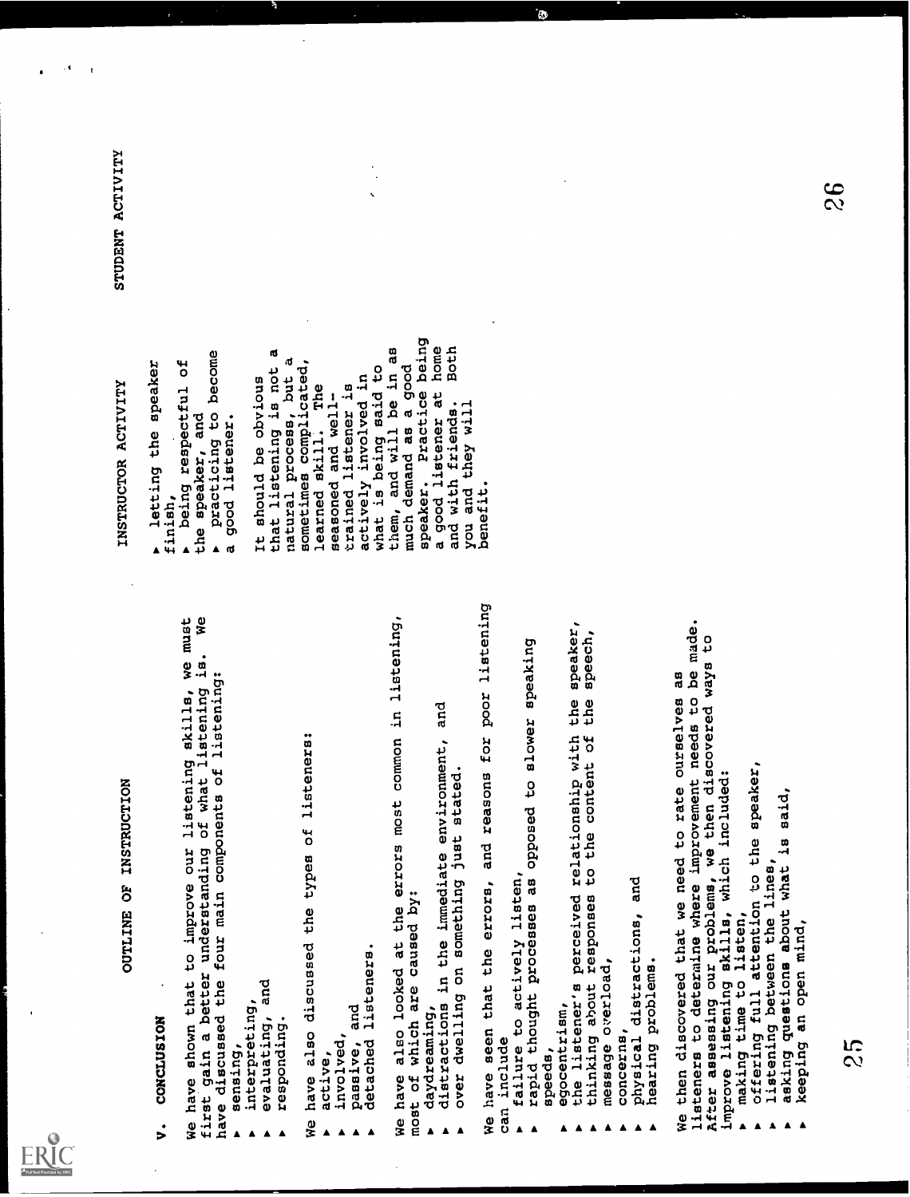| OUTLINE OF INSTRUCTION | INSTRUCTOR ACTIVITY | STUDENT ACTIVITY |
|---|---|---|
| **V. CONCLUSION**<br><br>We have shown that to improve our listening skills, we must first gain a better understanding of what listening is. We have discussed the four main components of listening:<br>▲ sensing,<br>▲ interpreting,<br>▲ evaluating, and<br>▲ responding.<br><br>We have also discussed the types of listeners:<br>▲ active,<br>▲ involved,<br>▲ passive, and<br>▲ detached listeners.<br><br>We have also looked at the errors most common in listening, most of which are caused by:<br>▲ daydreaming,<br>▲ distractions in the immediate environment, and<br>▲ over dwelling on something just stated.<br><br>We have seen that the errors, and reasons for poor listening can include<br>▲ failure to actively listen,<br>▲ rapid thought processes as opposed to slower speaking speeds,<br>▲ egocentrism,<br>▲ the listener's perceived relationship with the speaker,<br>▲ thinking about responses to the content of the speech,<br>▲ message overload,<br>▲ concerns,<br>▲ physical distractions, and<br>▲ hearing problems.<br><br>We then discovered that we need to rate ourselves as listeners to determine where improvement needs to be made. After assessing our problems, we then discovered ways to improve listening skills, which included:<br>▲ making time to listen,<br>▲ offering full attention to the speaker,<br>▲ listening between the lines,<br>▲ asking questions about what is said,<br>▲ keeping an open mind, | ▲ letting the speaker finish,<br>▲ being respectful of the speaker, and<br>▲ practicing to become a good listener.<br><br>It should be obvious that listening is not a natural process, but a sometimes complicated, learned skill. The seasoned and well-trained listener is actively involved in what is being said to them, and will be in as much demand as a good speaker. Practice being a good listener at home and with friends. Both you and they will benefit. | |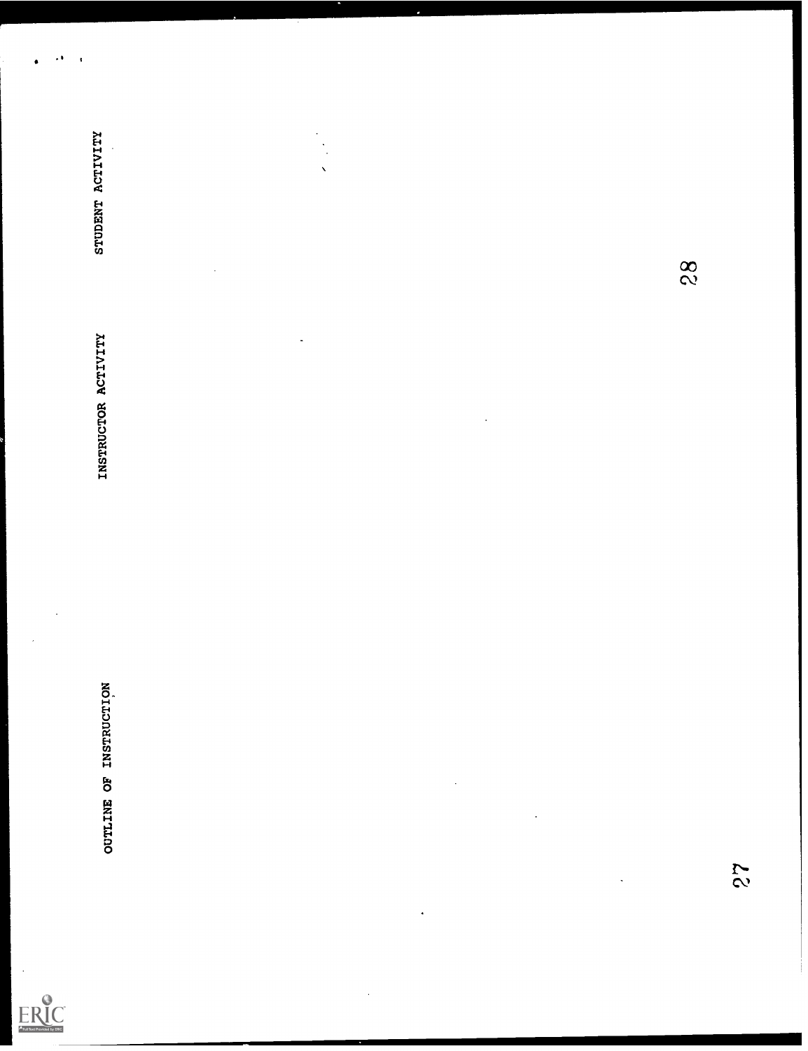| OUTLINE OF INSTRUCTION | INSTRUCTOR ACTIVITY | STUDENT ACTIVITY |
| --- | --- | --- |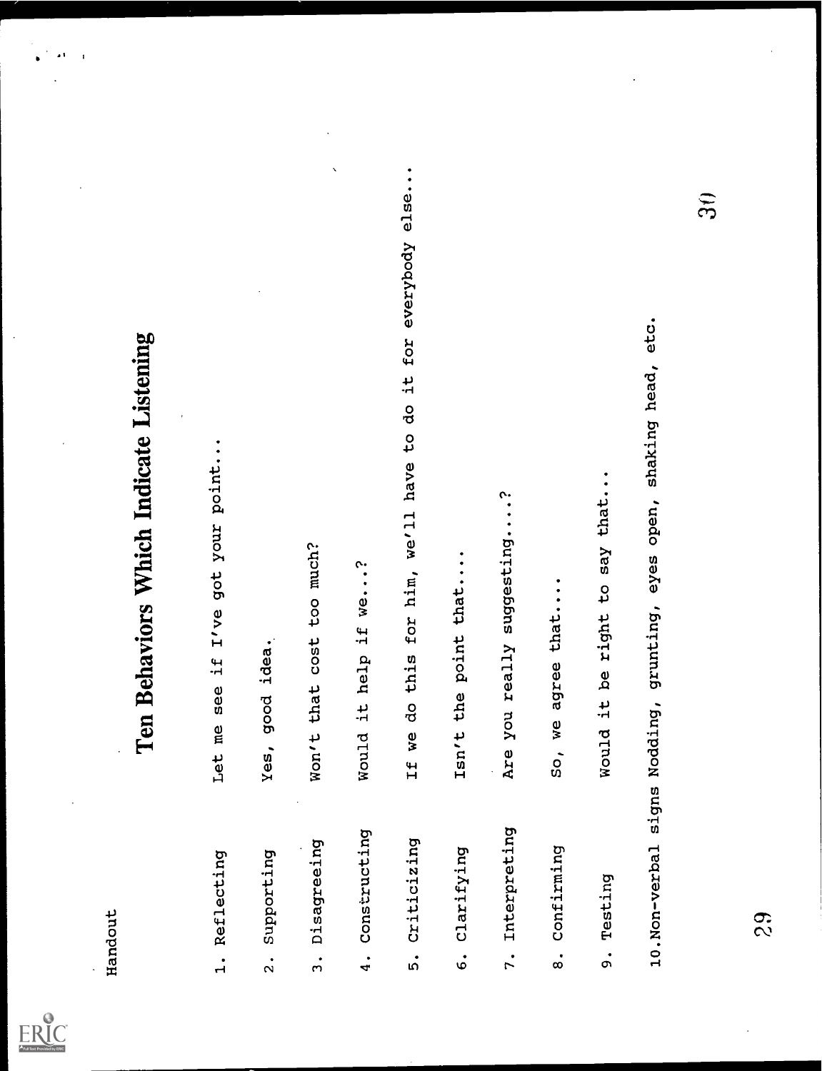Handout

# Ten Behaviors Which Indicate Listening

| | |
|---|---|
| 1. Reflecting | Let me see if I've got your point... |
| 2. Supporting | Yes, good idea. |
| 3. Disagreeing | Won't that cost too much? |
| 4. Constructing | Would it help if we...? |
| 5. Criticizing | If we do this for him, we'll have to do it for everybody else... |
| 6. Clarifying | Isn't the point that.... |
| 7. Interpreting | Are you really suggesting....? |
| 8. Confirming | So, we agree that.... |
| 9. Testing | Would it be right to say that... |
| 10. Non-verbal signs | Nodding, grunting, eyes open, shaking head, etc. |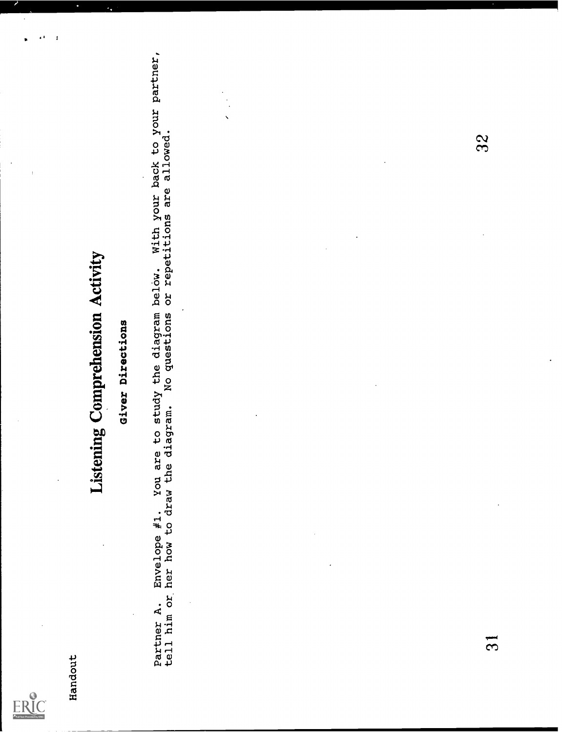Handout

# Listening Comprehension Activity

## Giver Directions

Partner A. Envelope #1. You are to study the diagram below. With your back to your partner, tell him or her how to draw the diagram. No questions or repetitions are allowed.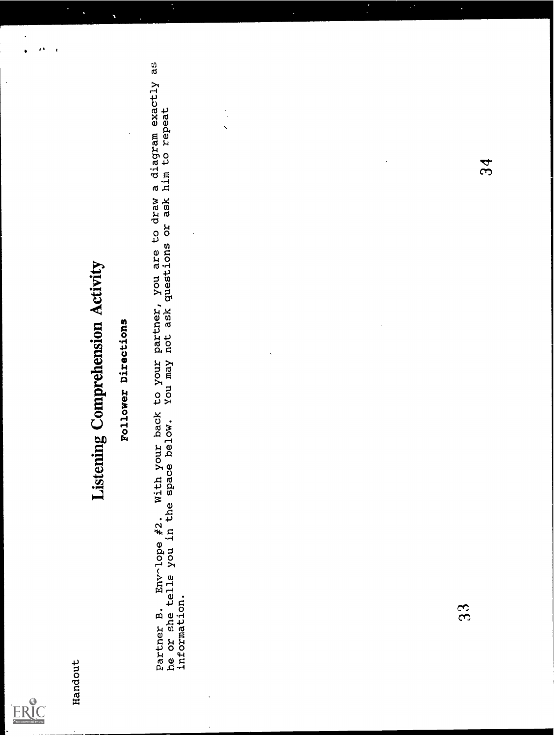Handout

# Listening Comprehension Activity

## Follower Directions

Partner B. Env~lope #2. With your back to your partner, you are to draw a diagram exactly as he or she tells you in the space below. You may not ask questions or ask him to repeat information.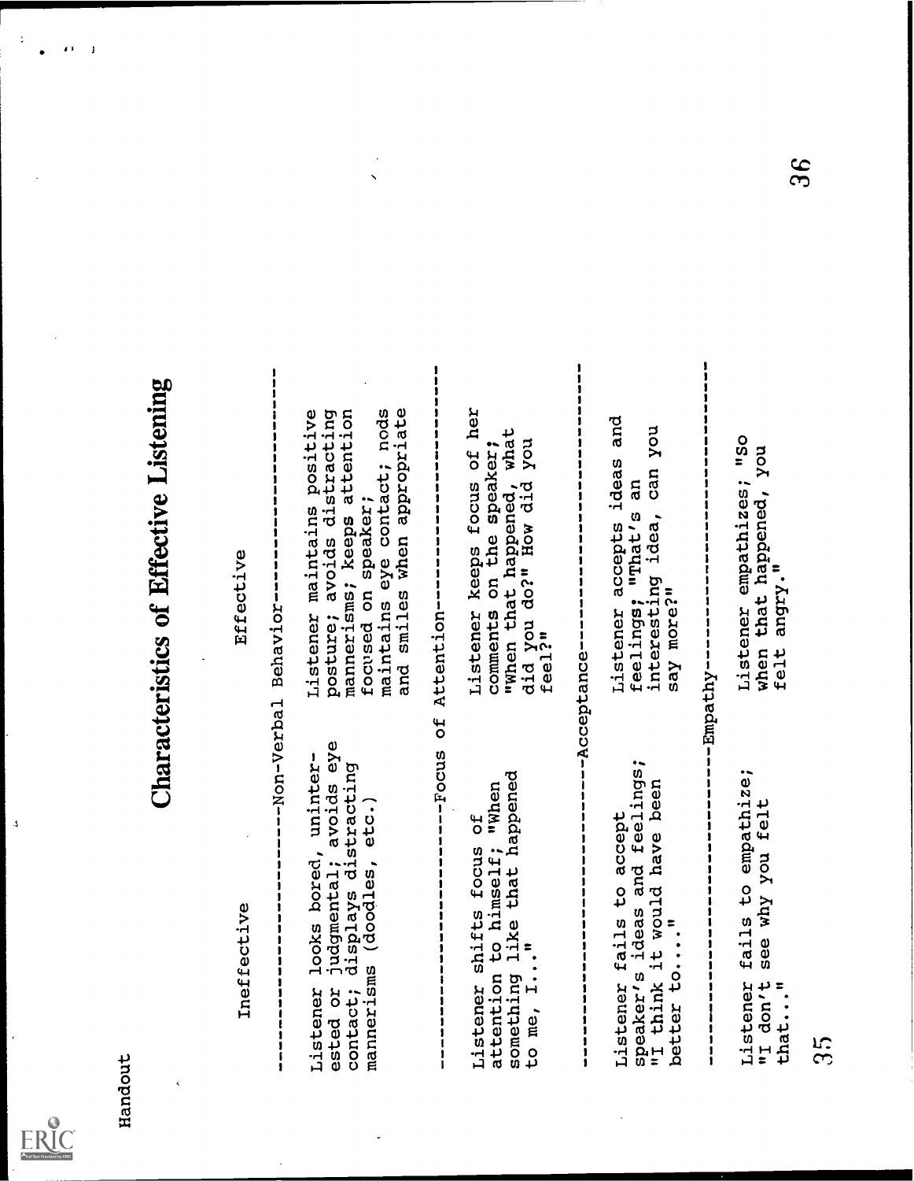Handout

# Characteristics of Effective Listening

| Ineffective | Effective |
|---|---|
| **Non-Verbal Behavior** | |
| Listener looks bored, uninterested or judgmental; avoids eye contact; displays distracting mannerisms (doodles, etc.) | Listener maintains positive posture; avoids distracting mannerisms; keeps attention focused on speaker; maintains eye contact; nods and smiles when appropriate |
| **Focus of Attention** | |
| Listener shifts focus of attention to himself; "When something like that happened to me, I..." | Listener keeps focus of her comments on the speaker; "When that happened, what did you do?" How did you feel?" |
| **Acceptance** | |
| Listener fails to accept speaker's ideas and feelings; "I think it would have been better to...." | Listener accepts ideas and feelings; "That's an interesting idea, can you say more?" |
| **Empathy** | |
| Listener fails to empathize; "I don't see why you felt that..." | Listener empathizes; "So when that happened, you felt angry." |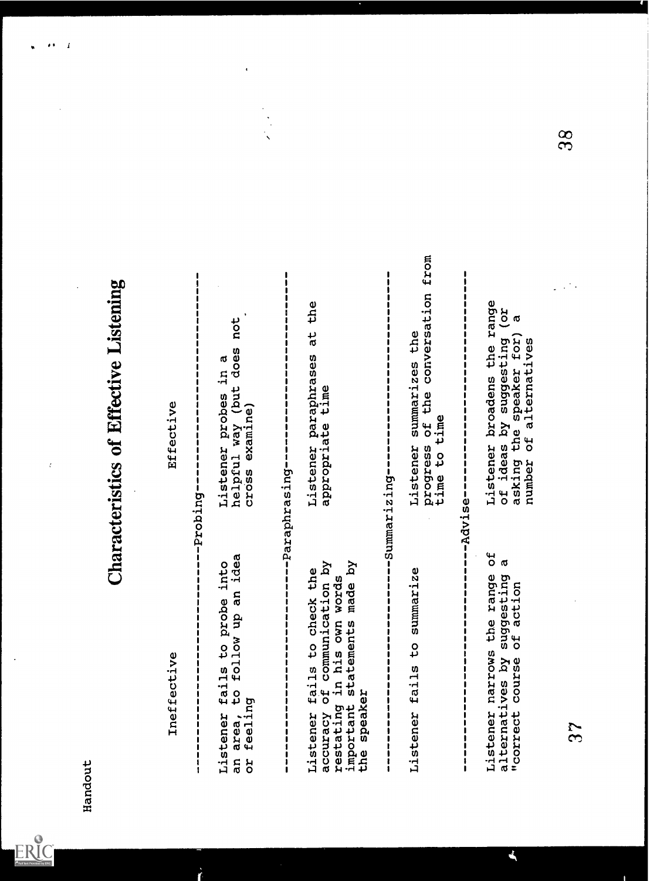Handout

# Characteristics of Effective Listening

| Ineffective | Effective |
|---|---|
| **Probing** | |
| Listener fails to probe into an area, to follow up an idea or feeling | Listener probes in a helpful way (but does not cross examine) |
| **Paraphrasing** | |
| Listener fails to check the accuracy of communication by restating in his own words important statements made by the speaker | Listener paraphrases at the appropriate time |
| **Summarizing** | |
| Listener fails to summarize | Listener summarizes the progress of the conversation from time to time |
| **Advise** | |
| Listener narrows the range of alternatives by suggesting a "correct course of action | Listener broadens the range of ideas by suggesting (or asking the speaker for) a number of alternatives |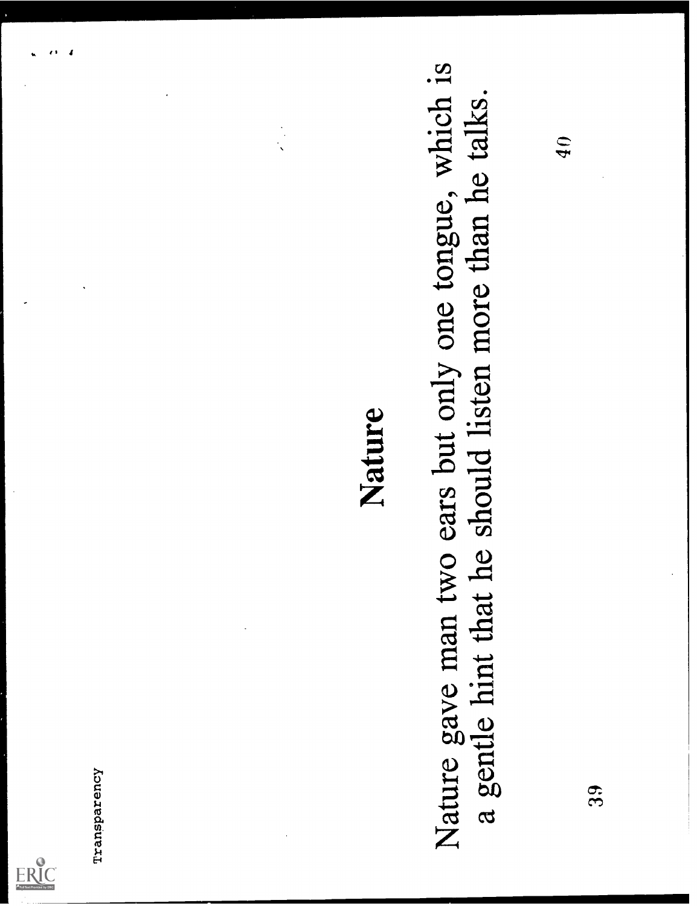Transparency

# Nature

Nature gave man two ears but only one tongue, which is a gentle hint that he should listen more than he talks.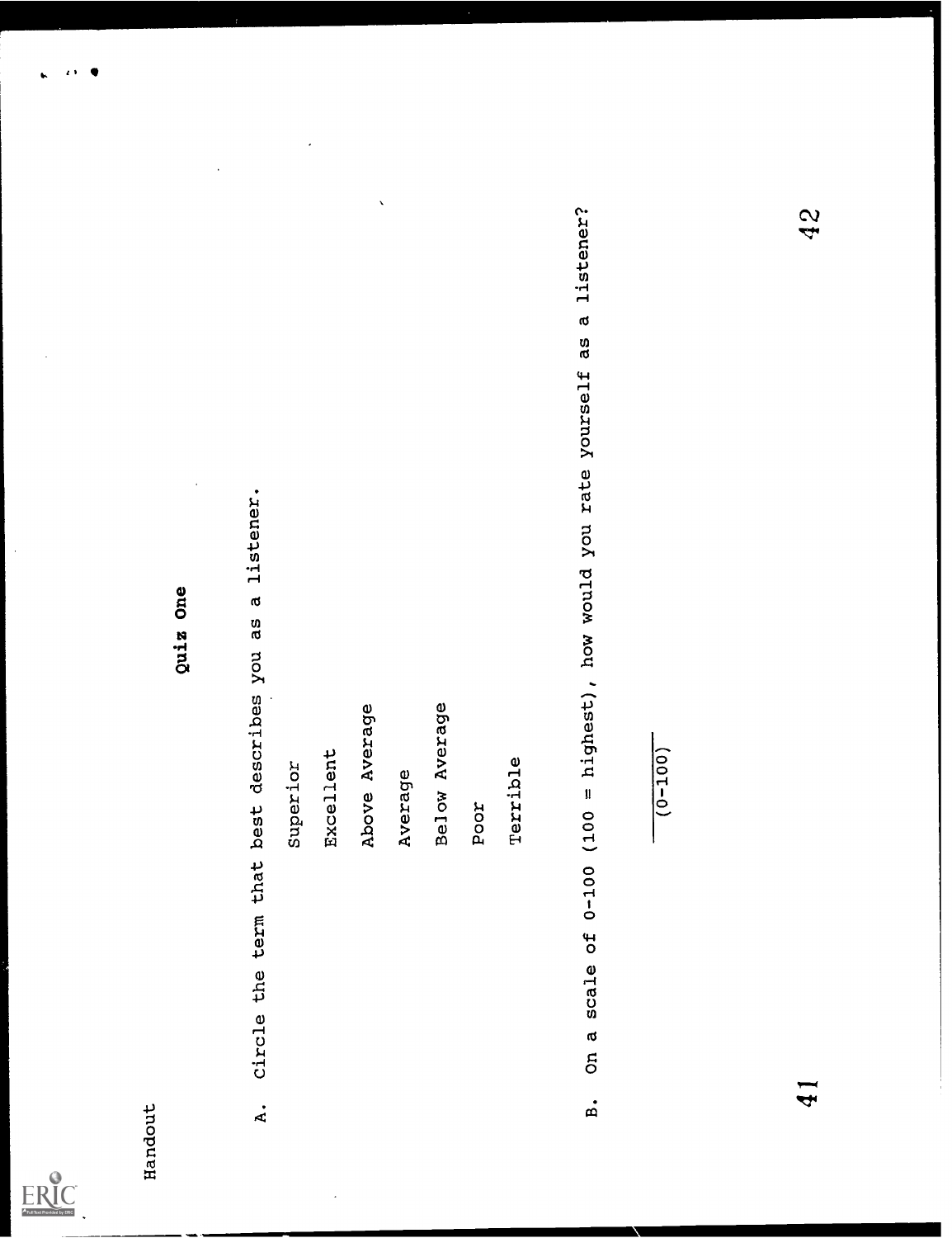Handout

## Quiz One

A. Circle the term that best describes you as a listener.

Superior

Excellent

Above Average

Average

Below Average

Poor

Terrible

B. On a scale of 0-100 (100 = highest), how would you rate yourself as a listener?

______
(0-100)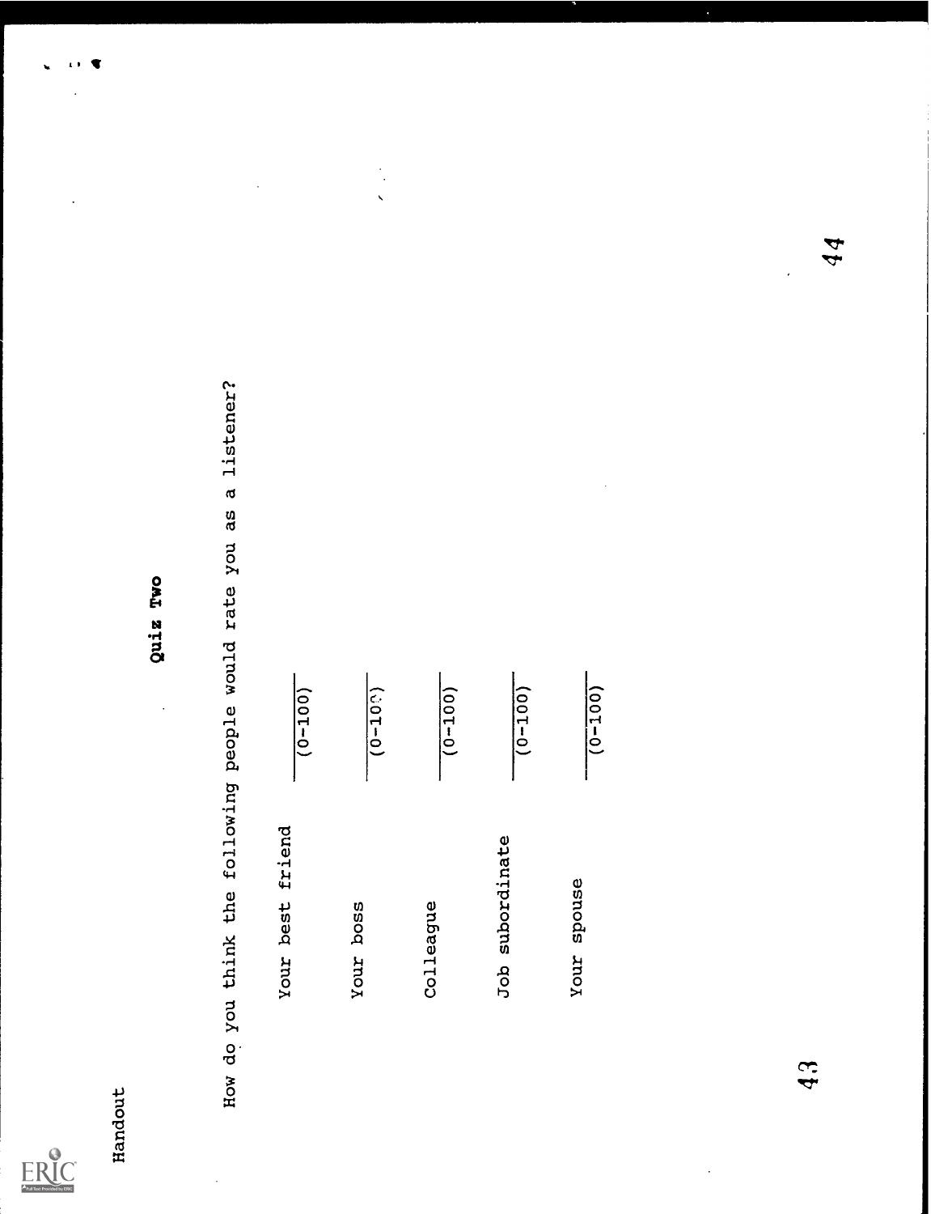Handout

## Quiz Two

How do you think the following people would rate you as a listener?

Your best friend ____________ (0-100)

Your boss ____________ (0-100)

Colleague ____________ (0-100)

Job subordinate ____________ (0-100)

Your spouse ____________ (0-100)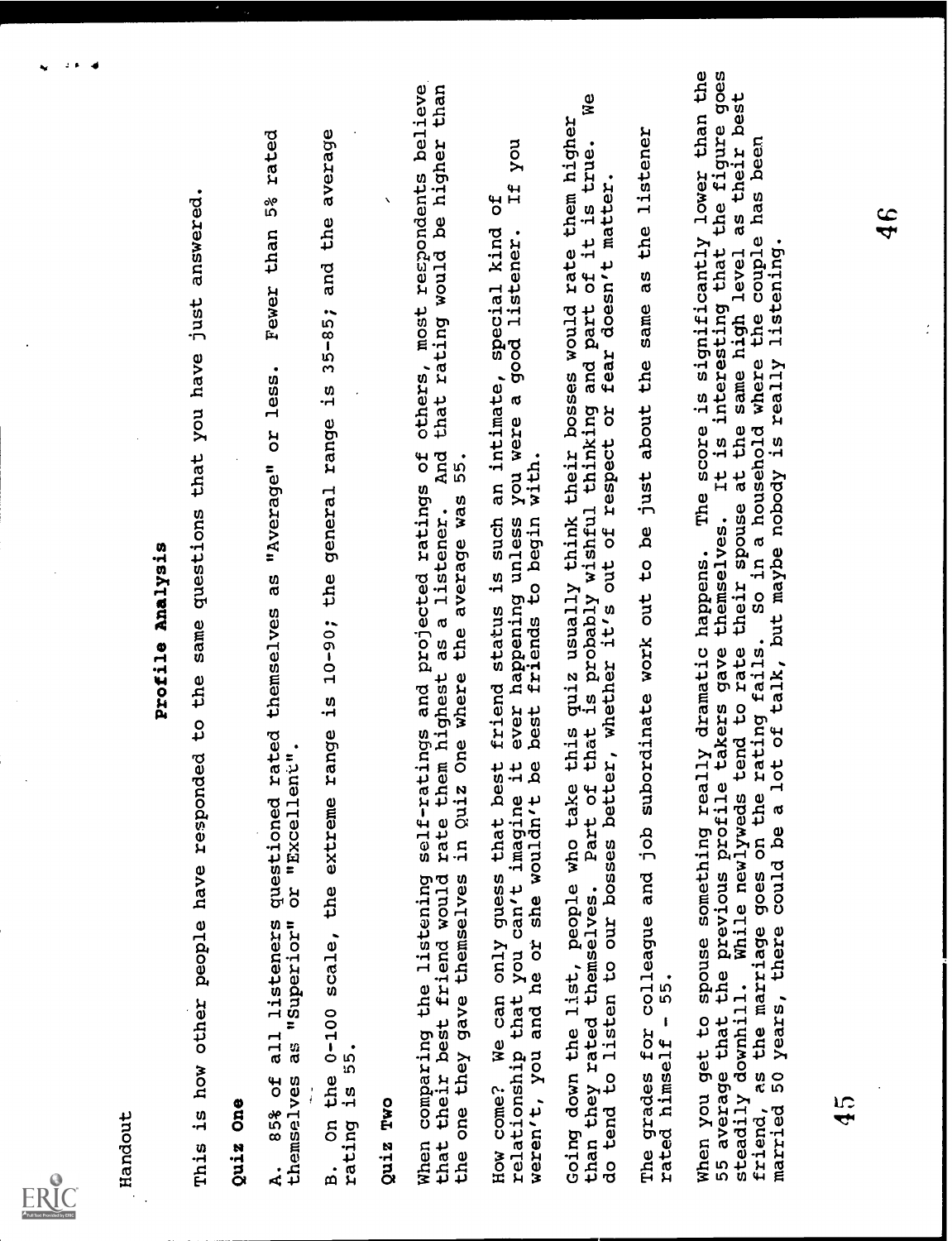Handout

## Profile Analysis

This is how other people have responded to the same questions that you have just answered.

**Quiz One**

A. 85% of all listeners questioned rated themselves as "Average" or less. Fewer than 5% rated themselves as "Superior" or "Excellent".

B. On the 0-100 scale, the extreme range is 10-90; the general range is 35-85; and the average rating is 55.

**Quiz Two**

When comparing the listening self-ratings and projected ratings of others, most respondents believe that their best friend would rate them highest as a listener. And that rating would be higher than the one they gave themselves in Quiz One where the average was 55.

How come? We can only guess that best friend status is such an intimate, special kind of relationship that you can't imagine it ever happening unless you were a good listener. If you weren't, you and he or she wouldn't be best friends to begin with.

Going down the list, people who take this quiz usually think their bosses would rate them higher than they rated themselves. Part of that is probably wishful thinking and part of it is true. We do tend to listen to our bosses better, whether it's out of respect or fear doesn't matter.

The grades for colleague and job subordinate work out to be just about the same as the listener rated himself - 55.

When you get to spouse something really dramatic happens. The score is significantly lower than the 55 average that the previous profile takers gave themselves. It is interesting that the figure goes steadily downhill. While newlyweds tend to rate their spouse at the same high level as their best friend, as the marriage goes on the rating fails. So in a household where the couple has been married 50 years, there could be a lot of talk, but maybe nobody is really listening.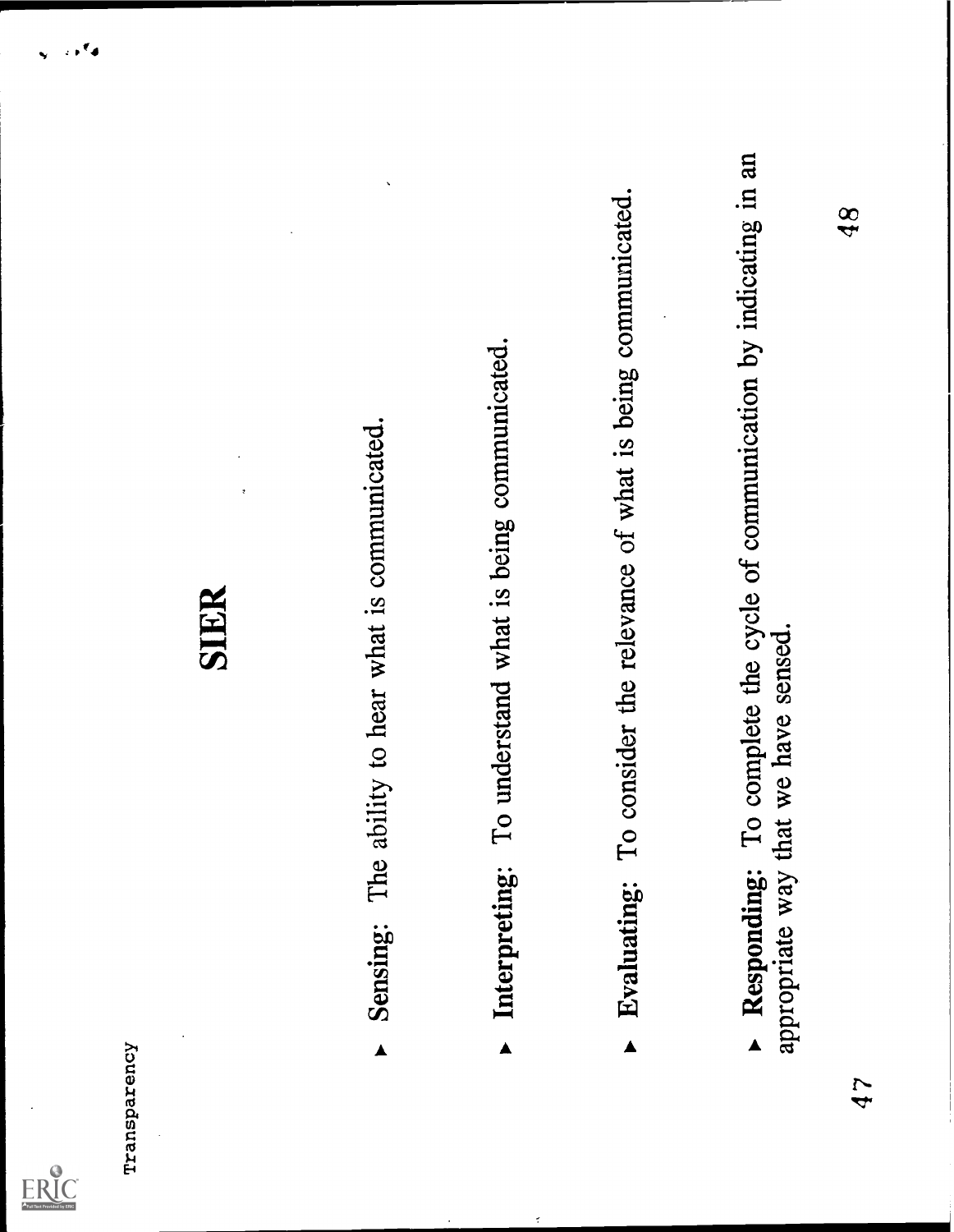Transparency

# SIER

- **Sensing:** The ability to hear what is communicated.

- **Interpreting:** To understand what is being communicated.

- **Evaluating:** To consider the relevance of what is being communicated.

- **Responding:** To complete the cycle of communication by indicating in an appropriate way that we have sensed.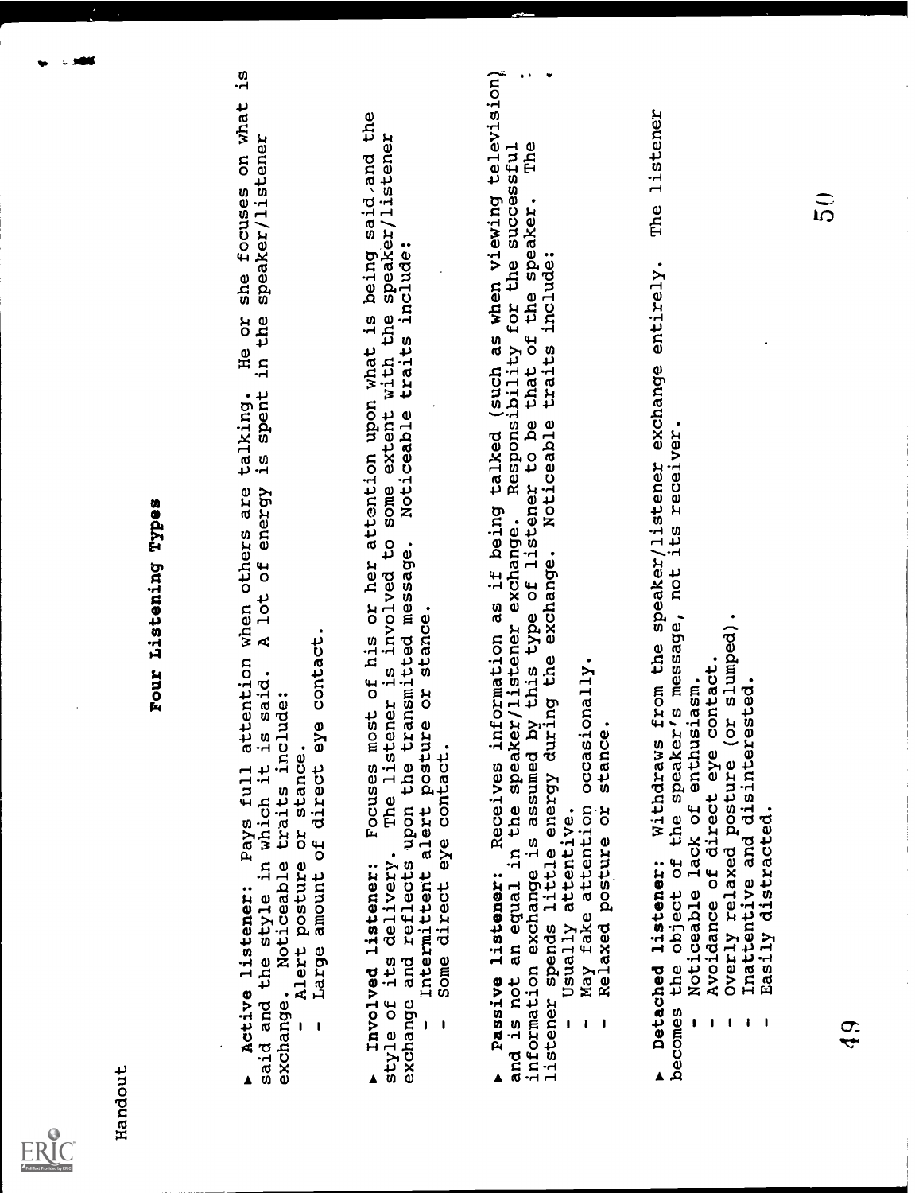Handout

## Four Listening Types

▲ **Active listener:** Pays full attention when others are talking. He or she focuses on what is said and the style in which it is said. A lot of energy is spent in the speaker/listener exchange. Noticeable traits include:

- Alert posture or stance.
- Large amount of direct eye contact.

▲ **Involved listener:** Focuses most of his or her attention upon what is being said and the style of its delivery. The listener is involved to some extent with the speaker/listener exchange and reflects upon the transmitted message. Noticeable traits include:

- Intermittent alert posture or stance.
- Some direct eye contact.

▲ **Passive listener:** Receives information as if being talked (such as when viewing television) and is not an equal in the speaker/listener exchange. Responsibility for the successful information exchange is assumed by this type of listener to be that of the speaker. The listener spends little energy during the exchange. Noticeable traits include:

- Usually attentive.
- May fake attention occasionally.
- Relaxed posture or stance.

▲ **Detached listener:** Withdraws from the speaker/listener exchange entirely. The listener becomes the object of the speaker's message, not its receiver.

- Noticeable lack of enthusiasm.
- Avoidance of direct eye contact.
- Overly relaxed posture (or slumped).
- Inattentive and disinterested.
- Easily distracted.